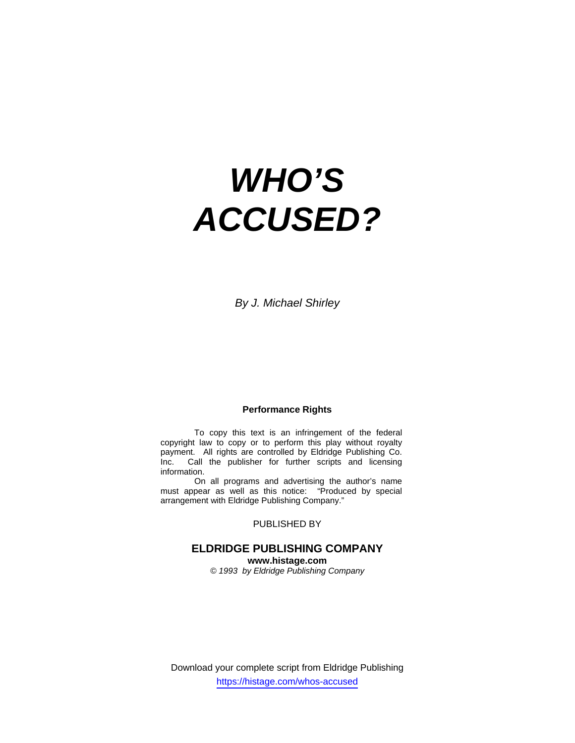# *WHO'S ACCUSED?*

*By J. Michael Shirley*

**Performance Rights**

To copy this text is an infringement of the federal copyright law to copy or to perform this play without royalty payment. All rights are controlled by Eldridge Publishing Co. Inc. Call the publisher for further scripts and licensing information.

On all programs and advertising the author's name must appear as well as this notice: "Produced by special arrangement with Eldridge Publishing Company."

PUBLISHED BY

**ELDRIDGE PUBLISHING COMPANY**

**www.histage.com**

*© 1993 by Eldridge Publishing Company*

Download your complete script from Eldridge Publishing

https://histage.com/whos-accused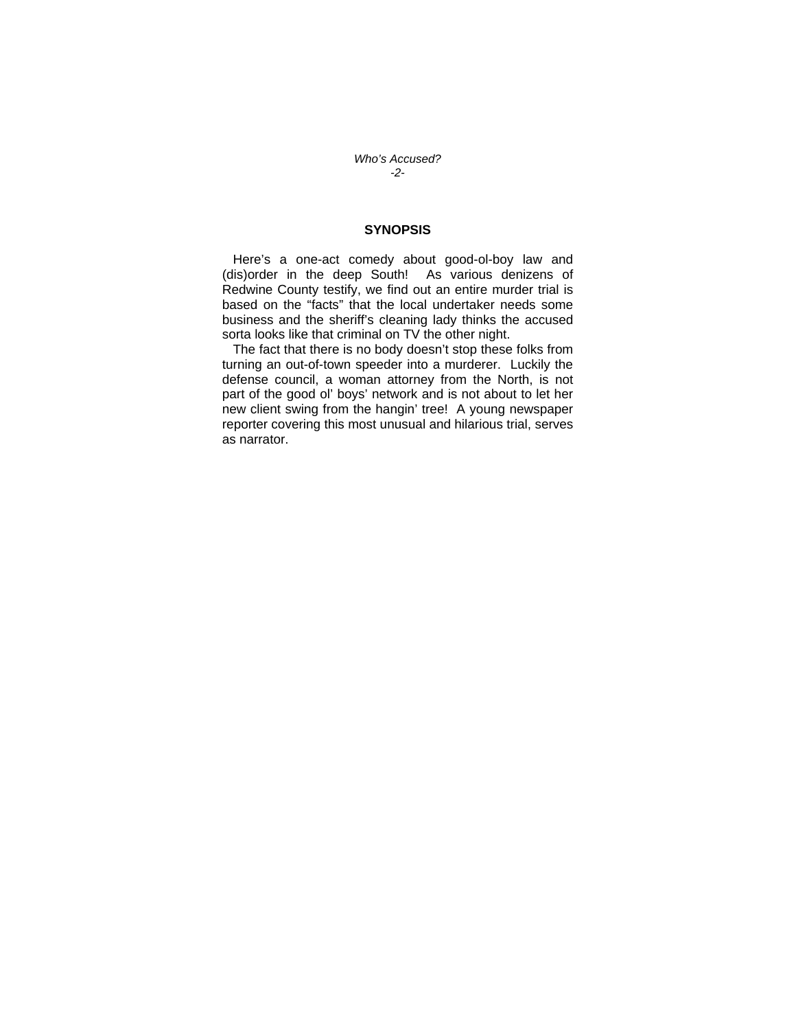## SYNOPSIS

Here's a one-act comedy about good-ol-boy law and (dis)order in the deep South! As various denizens of Redwine County testify, we find out an entire murder trial is based on the "facts" that the local undertaker needs some business and the sheriff's cleaning lady thinks the accused sorta looks like that criminal on TV the other night.

The fact that there is no body doesn't stop these folks from turning an out-of-town speeder into a murderer. Luckily the defense council, a woman attorney from the North, is not part of the good ol' boys' network and is not about to let her new client swing from the hangin' tree! A young newspaper reporter covering this most unusual and hilarious trial, serves as narrator.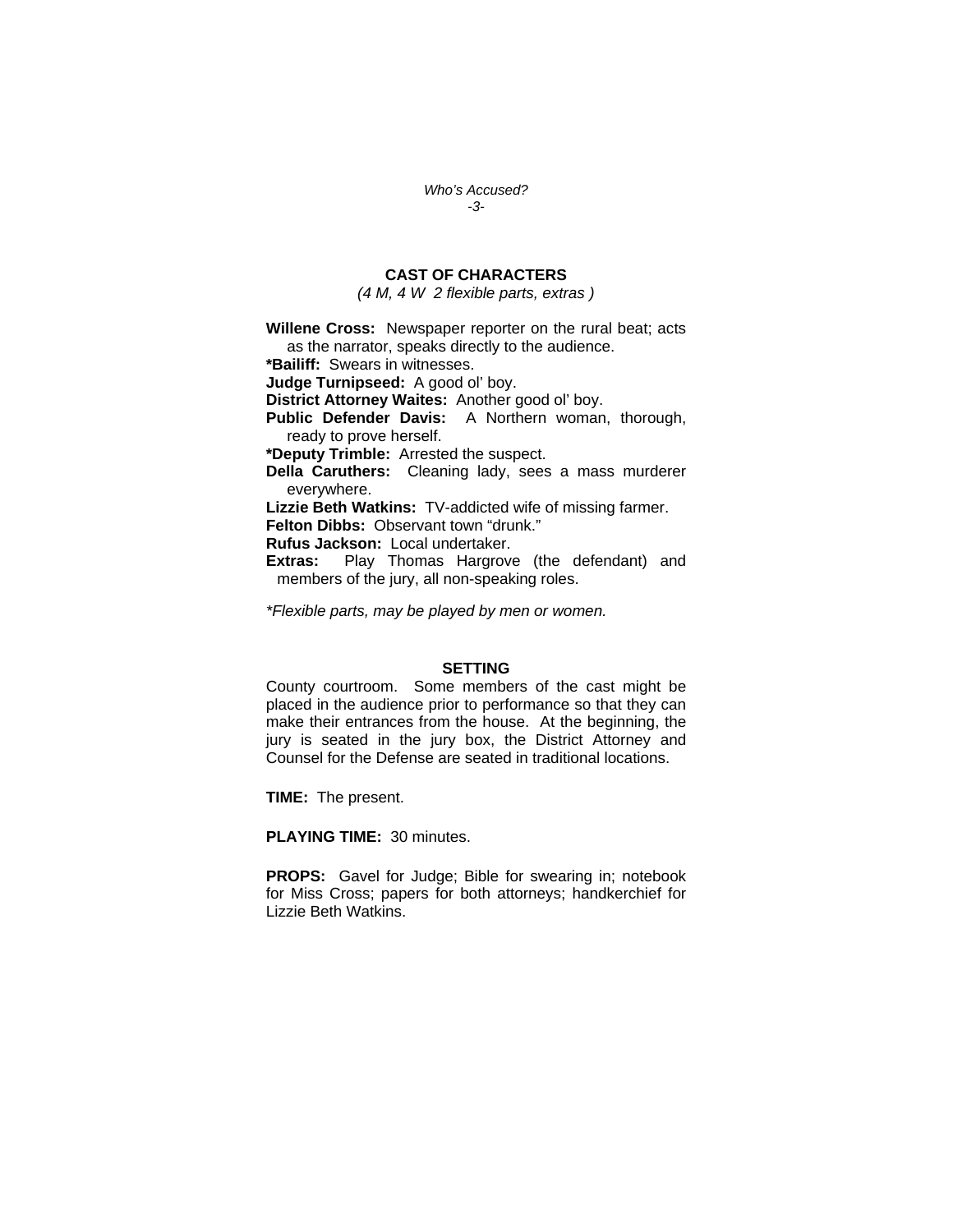## CAST OF CHARACTERS

*(4 M, 4 W 2 flexible parts, extras )*

**Willene Cross:** Newspaper reporter on the rural beat; acts as the narrator, speaks directly to the audience.

***Bailiff:** Swears in witnesses.

**Judge Turnipseed:** A good ol' boy.

**District Attorney Waites:** Another good ol' boy.

**Public Defender Davis:** A Northern woman, thorough, ready to prove herself.

***Deputy Trimble:** Arrested the suspect.

**Della Caruthers:** Cleaning lady, sees a mass murderer everywhere.

**Lizzie Beth Watkins:** TV-addicted wife of missing farmer.

**Felton Dibbs:** Observant town "drunk."

**Rufus Jackson:** Local undertaker.

**Extras:** Play Thomas Hargrove (the defendant) and members of the jury, all non-speaking roles.

*\*Flexible parts, may be played by men or women.*

## SETTING

County courtroom. Some members of the cast might be placed in the audience prior to performance so that they can make their entrances from the house. At the beginning, the jury is seated in the jury box, the District Attorney and Counsel for the Defense are seated in traditional locations.

**TIME:** The present.

**PLAYING TIME:** 30 minutes.

**PROPS:** Gavel for Judge; Bible for swearing in; notebook for Miss Cross; papers for both attorneys; handkerchief for Lizzie Beth Watkins.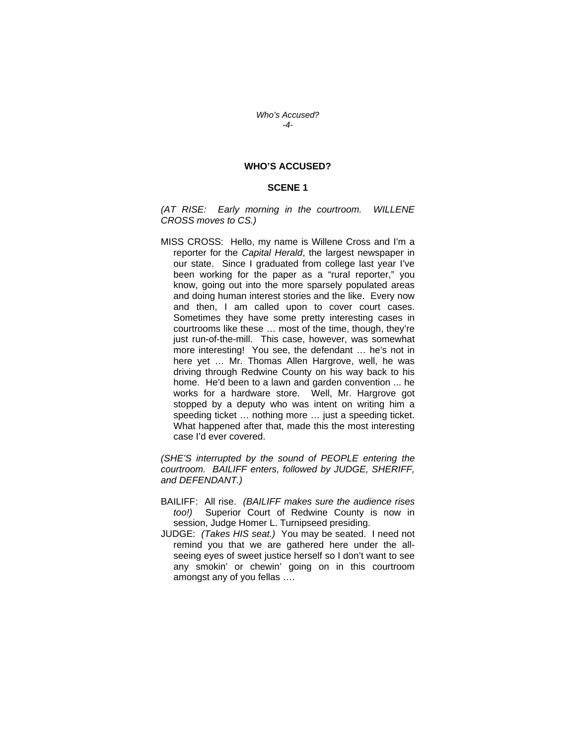# WHO'S ACCUSED?

## SCENE 1

*(AT RISE: Early morning in the courtroom. WILLENE CROSS moves to CS.)*

MISS CROSS: Hello, my name is Willene Cross and I'm a reporter for the *Capital Herald*, the largest newspaper in our state. Since I graduated from college last year I've been working for the paper as a "rural reporter," you know, going out into the more sparsely populated areas and doing human interest stories and the like. Every now and then, I am called upon to cover court cases. Sometimes they have some pretty interesting cases in courtrooms like these … most of the time, though, they're just run-of-the-mill. This case, however, was somewhat more interesting! You see, the defendant … he's not in here yet … Mr. Thomas Allen Hargrove, well, he was driving through Redwine County on his way back to his home. He'd been to a lawn and garden convention ... he works for a hardware store. Well, Mr. Hargrove got stopped by a deputy who was intent on writing him a speeding ticket … nothing more … just a speeding ticket. What happened after that, made this the most interesting case I'd ever covered.

*(SHE'S interrupted by the sound of PEOPLE entering the courtroom. BAILIFF enters, followed by JUDGE, SHERIFF, and DEFENDANT.)*

BAILIFF: All rise. *(BAILIFF makes sure the audience rises too!)* Superior Court of Redwine County is now in session, Judge Homer L. Turnipseed presiding.

JUDGE: *(Takes HIS seat.)* You may be seated. I need not remind you that we are gathered here under the all-seeing eyes of sweet justice herself so I don't want to see any smokin' or chewin' going on in this courtroom amongst any of you fellas ….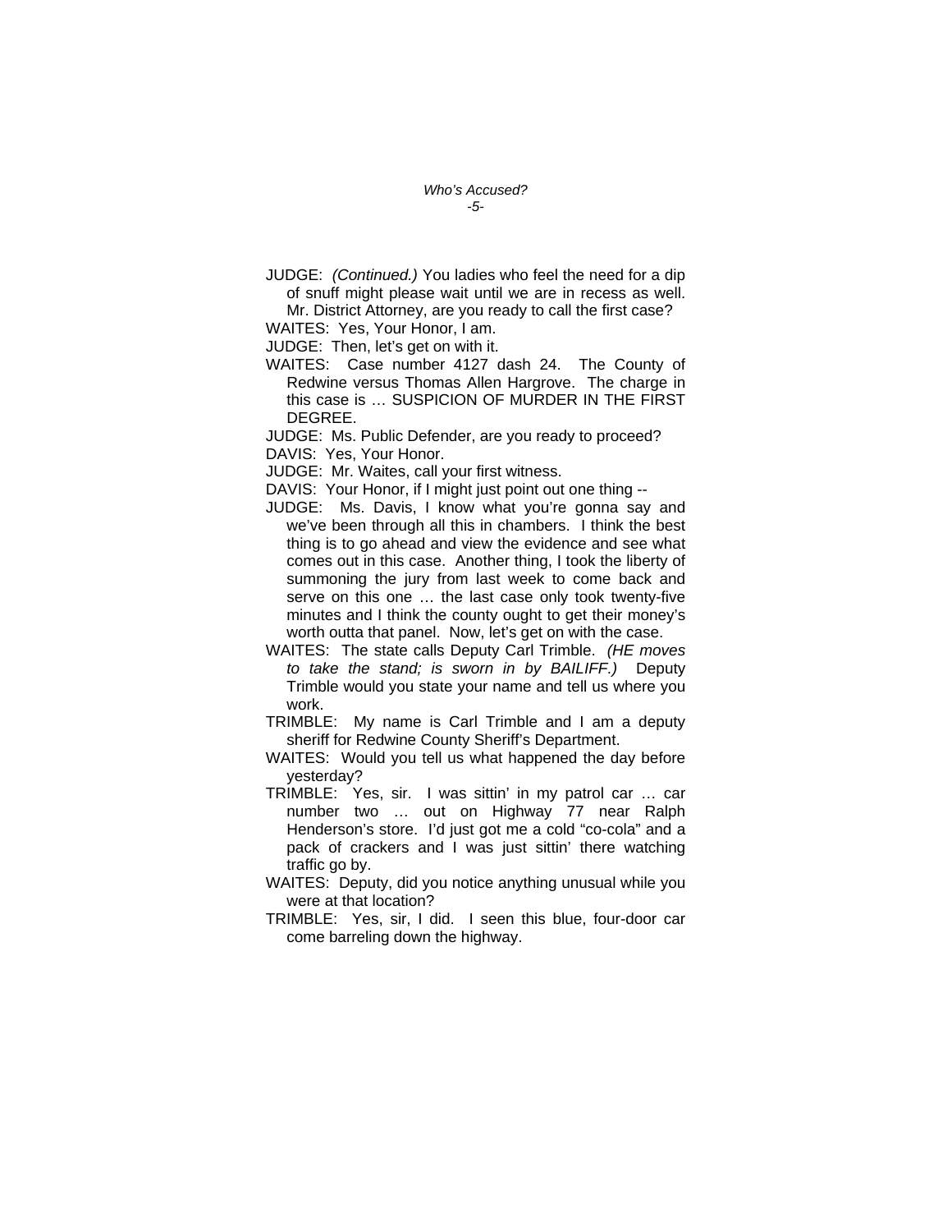JUDGE: *(Continued.)* You ladies who feel the need for a dip of snuff might please wait until we are in recess as well. Mr. District Attorney, are you ready to call the first case?

WAITES: Yes, Your Honor, I am.

JUDGE: Then, let's get on with it.

WAITES: Case number 4127 dash 24. The County of Redwine versus Thomas Allen Hargrove. The charge in this case is … SUSPICION OF MURDER IN THE FIRST DEGREE.

JUDGE: Ms. Public Defender, are you ready to proceed?

DAVIS: Yes, Your Honor.

JUDGE: Mr. Waites, call your first witness.

DAVIS: Your Honor, if I might just point out one thing --

JUDGE: Ms. Davis, I know what you're gonna say and we've been through all this in chambers. I think the best thing is to go ahead and view the evidence and see what comes out in this case. Another thing, I took the liberty of summoning the jury from last week to come back and serve on this one … the last case only took twenty-five minutes and I think the county ought to get their money's worth outta that panel. Now, let's get on with the case.

WAITES: The state calls Deputy Carl Trimble. *(HE moves to take the stand; is sworn in by BAILIFF.)* Deputy Trimble would you state your name and tell us where you work.

TRIMBLE: My name is Carl Trimble and I am a deputy sheriff for Redwine County Sheriff's Department.

WAITES: Would you tell us what happened the day before yesterday?

TRIMBLE: Yes, sir. I was sittin' in my patrol car … car number two … out on Highway 77 near Ralph Henderson's store. I'd just got me a cold "co-cola" and a pack of crackers and I was just sittin' there watching traffic go by.

WAITES: Deputy, did you notice anything unusual while you were at that location?

TRIMBLE: Yes, sir, I did. I seen this blue, four-door car come barreling down the highway.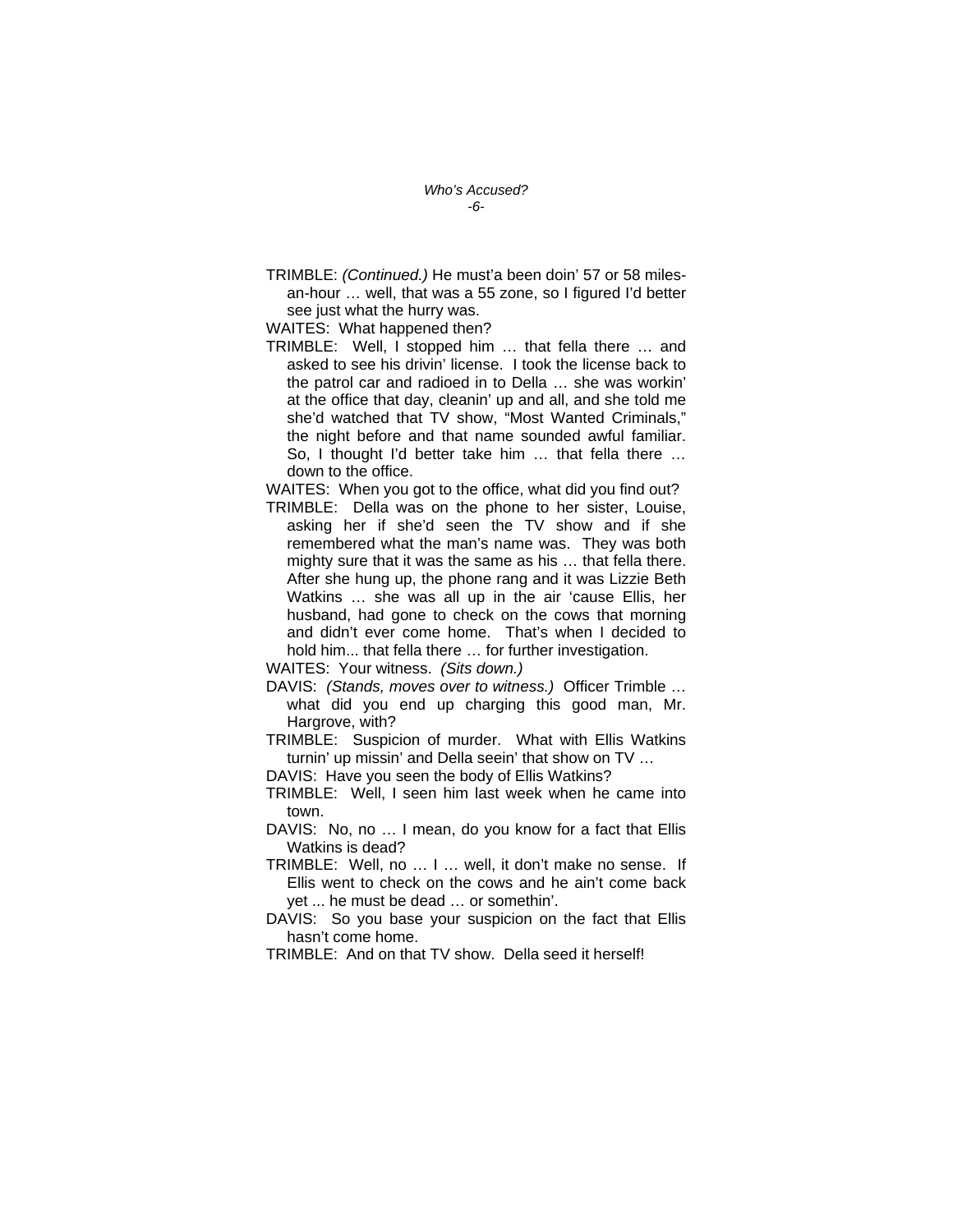TRIMBLE: *(Continued.)* He must'a been doin' 57 or 58 miles-an-hour … well, that was a 55 zone, so I figured I'd better see just what the hurry was.

WAITES: What happened then?

TRIMBLE: Well, I stopped him … that fella there … and asked to see his drivin' license. I took the license back to the patrol car and radioed in to Della … she was workin' at the office that day, cleanin' up and all, and she told me she'd watched that TV show, "Most Wanted Criminals," the night before and that name sounded awful familiar. So, I thought I'd better take him … that fella there … down to the office.

WAITES: When you got to the office, what did you find out?

TRIMBLE: Della was on the phone to her sister, Louise, asking her if she'd seen the TV show and if she remembered what the man's name was. They was both mighty sure that it was the same as his … that fella there. After she hung up, the phone rang and it was Lizzie Beth Watkins … she was all up in the air 'cause Ellis, her husband, had gone to check on the cows that morning and didn't ever come home. That's when I decided to hold him... that fella there … for further investigation.

WAITES: Your witness. *(Sits down.)*

DAVIS: *(Stands, moves over to witness.)* Officer Trimble … what did you end up charging this good man, Mr. Hargrove, with?

TRIMBLE: Suspicion of murder. What with Ellis Watkins turnin' up missin' and Della seein' that show on TV …

DAVIS: Have you seen the body of Ellis Watkins?

TRIMBLE: Well, I seen him last week when he came into town.

DAVIS: No, no … I mean, do you know for a fact that Ellis Watkins is dead?

TRIMBLE: Well, no … I … well, it don't make no sense. If Ellis went to check on the cows and he ain't come back yet ... he must be dead … or somethin'.

DAVIS: So you base your suspicion on the fact that Ellis hasn't come home.

TRIMBLE: And on that TV show. Della seed it herself!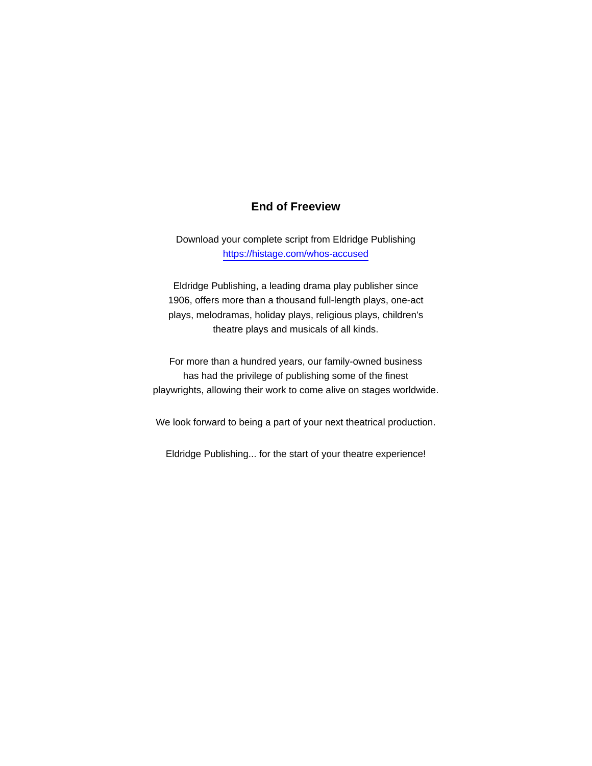## End of Freeview

Download your complete script from Eldridge Publishing
https://histage.com/whos-accused

Eldridge Publishing, a leading drama play publisher since 1906, offers more than a thousand full-length plays, one-act plays, melodramas, holiday plays, religious plays, children's theatre plays and musicals of all kinds.

For more than a hundred years, our family-owned business has had the privilege of publishing some of the finest playwrights, allowing their work to come alive on stages worldwide.

We look forward to being a part of your next theatrical production.

Eldridge Publishing... for the start of your theatre experience!